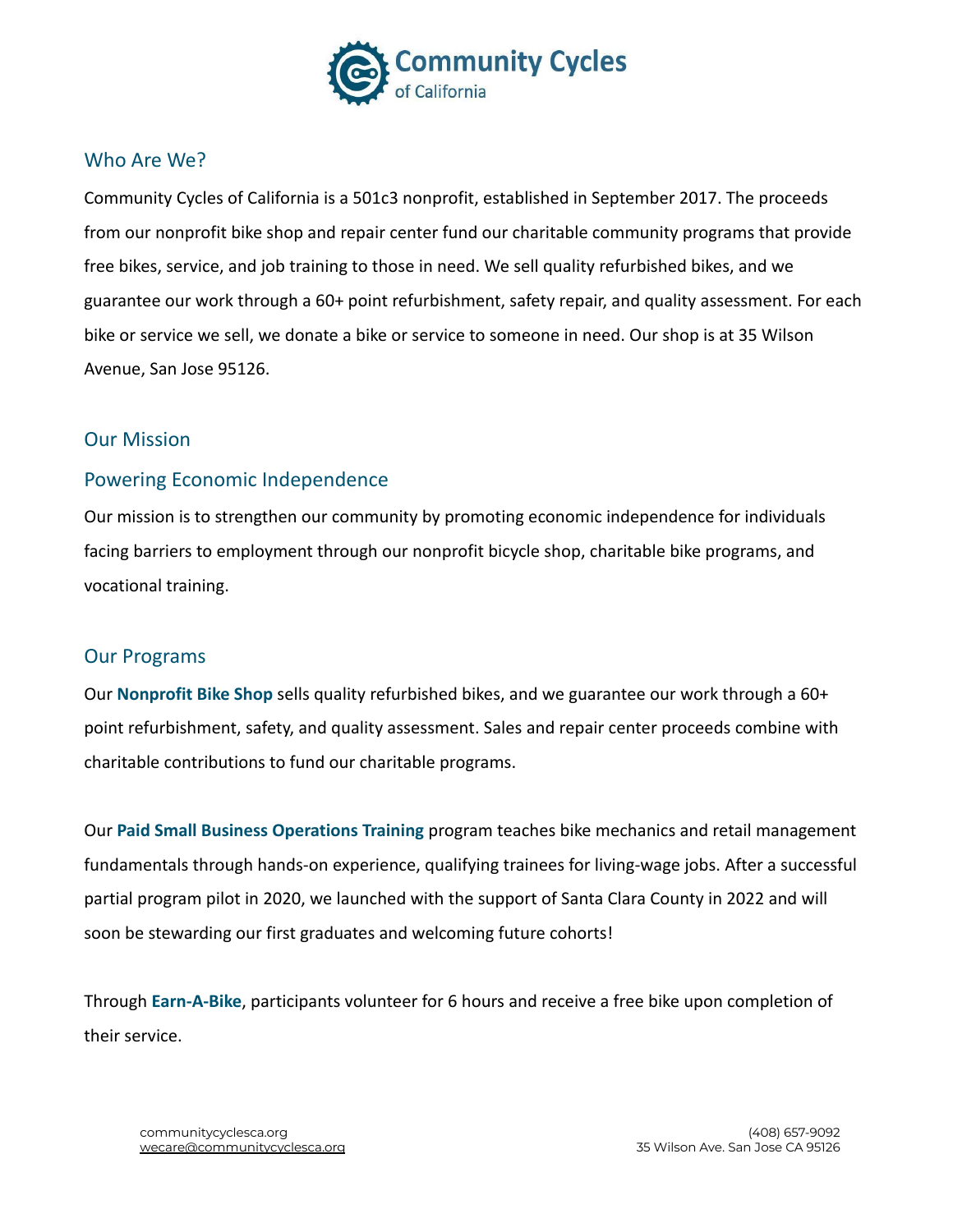# Community Cycles of California

## Who Are We?

Community Cycles of California is a 501c3 nonprofit, established in September 2017. The proceeds from our nonprofit bike shop and repair center fund our charitable community programs that provide free bikes, service, and job training to those in need. We sell quality refurbished bikes, and we guarantee our work through a 60+ point refurbishment, safety repair, and quality assessment. For each bike or service we sell, we donate a bike or service to someone in need. Our shop is at 35 Wilson Avenue, San Jose 95126.

## Our Mission

### Powering Economic Independence

Our mission is to strengthen our community by promoting economic independence for individuals facing barriers to employment through our nonprofit bicycle shop, charitable bike programs, and vocational training.

## Our Programs

Our **Nonprofit Bike Shop** sells quality refurbished bikes, and we guarantee our work through a 60+ point refurbishment, safety, and quality assessment. Sales and repair center proceeds combine with charitable contributions to fund our charitable programs.

Our **Paid Small Business Operations Training** program teaches bike mechanics and retail management fundamentals through hands-on experience, qualifying trainees for living-wage jobs. After a successful partial program pilot in 2020, we launched with the support of Santa Clara County in 2022 and will soon be stewarding our first graduates and welcoming future cohorts!

Through **Earn-A-Bike**, participants volunteer for 6 hours and receive a free bike upon completion of their service.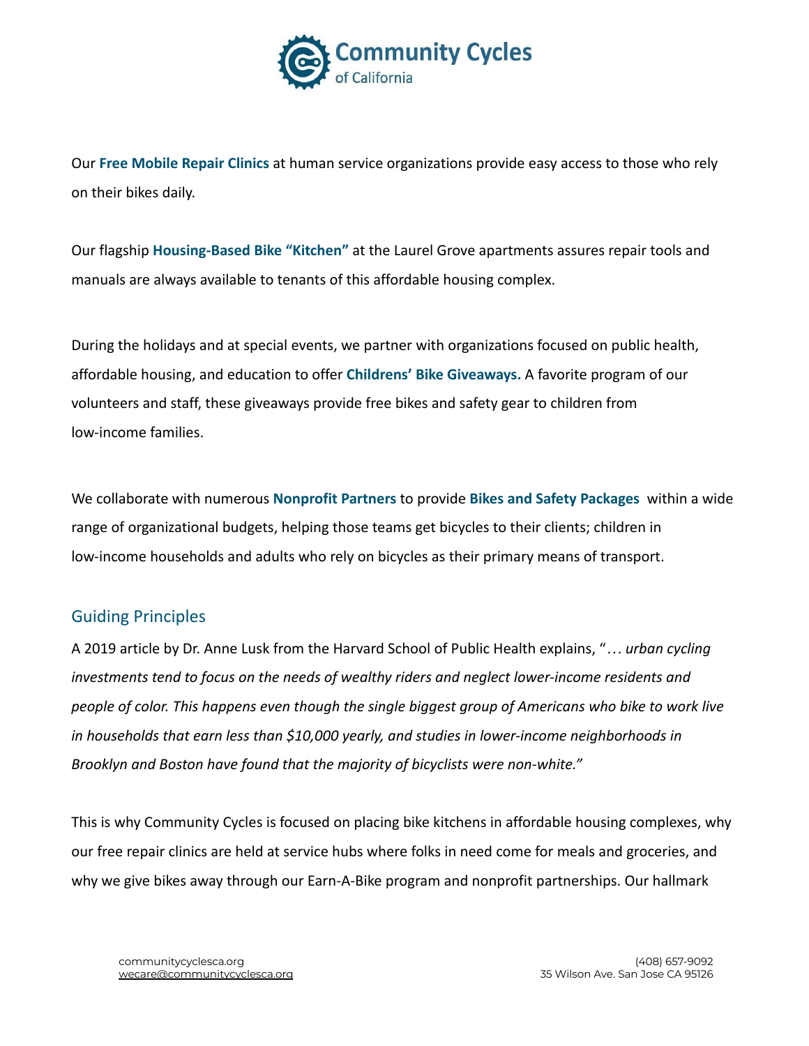Our **Free Mobile Repair Clinics** at human service organizations provide easy access to those who rely on their bikes daily.

Our flagship **Housing-Based Bike "Kitchen"** at the Laurel Grove apartments assures repair tools and manuals are always available to tenants of this affordable housing complex.

During the holidays and at special events, we partner with organizations focused on public health, affordable housing, and education to offer **Childrens' Bike Giveaways.** A favorite program of our volunteers and staff, these giveaways provide free bikes and safety gear to children from low-income families.

We collaborate with numerous **Nonprofit Partners** to provide **Bikes and Safety Packages** within a wide range of organizational budgets, helping those teams get bicycles to their clients; children in low-income households and adults who rely on bicycles as their primary means of transport.

## Guiding Principles

A 2019 article by Dr. Anne Lusk from the Harvard School of Public Health explains, "*… urban cycling investments tend to focus on the needs of wealthy riders and neglect lower-income residents and people of color. This happens even though the single biggest group of Americans who bike to work live in households that earn less than $10,000 yearly, and studies in lower-income neighborhoods in Brooklyn and Boston have found that the majority of bicyclists were non-white."*

This is why Community Cycles is focused on placing bike kitchens in affordable housing complexes, why our free repair clinics are held at service hubs where folks in need come for meals and groceries, and why we give bikes away through our Earn-A-Bike program and nonprofit partnerships. Our hallmark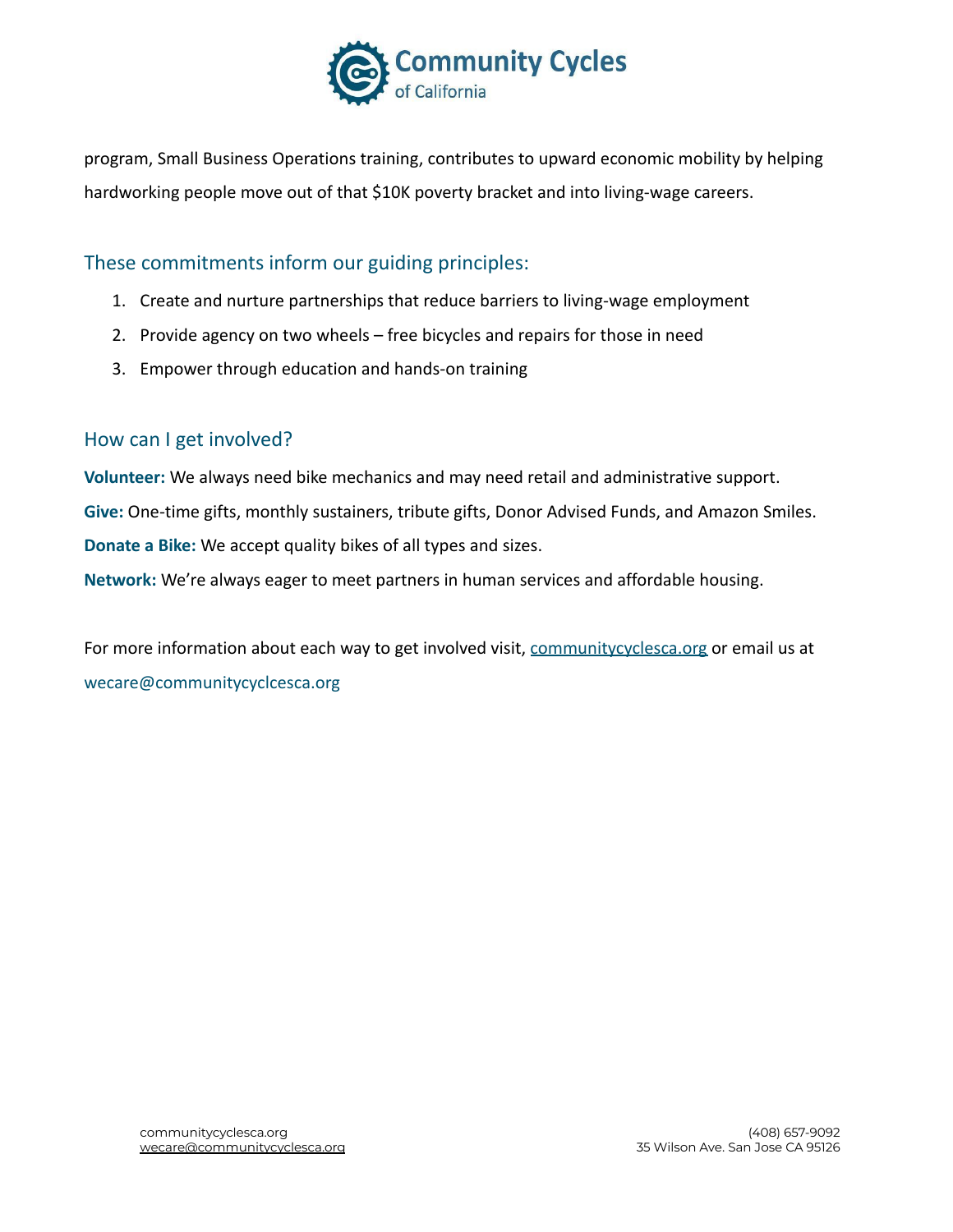program, Small Business Operations training, contributes to upward economic mobility by helping hardworking people move out of that $10K poverty bracket and into living-wage careers.

## These commitments inform our guiding principles:

1. Create and nurture partnerships that reduce barriers to living-wage employment
2. Provide agency on two wheels – free bicycles and repairs for those in need
3. Empower through education and hands-on training

## How can I get involved?

**Volunteer:** We always need bike mechanics and may need retail and administrative support.

**Give:** One-time gifts, monthly sustainers, tribute gifts, Donor Advised Funds, and Amazon Smiles.

**Donate a Bike:** We accept quality bikes of all types and sizes.

**Network:** We're always eager to meet partners in human services and affordable housing.

For more information about each way to get involved visit, communitycyclesca.org or email us at wecare@communitycyclcesca.org